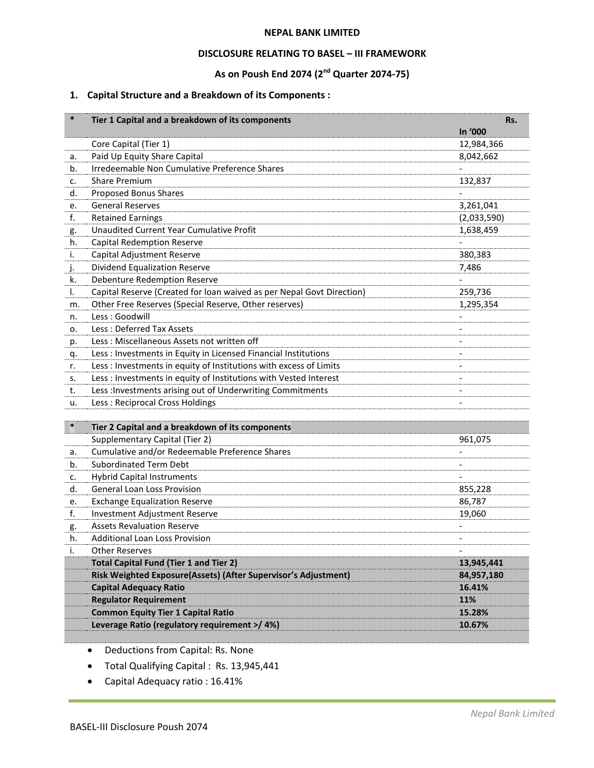**NEPAL BANK LIMITED**

**DISCLOSURE RELATING TO BASEL – III FRAMEWORK**

**As on Poush End 2074 (2nd Quarter 2074-75)**

## 1. Capital Structure and a Breakdown of its Components :

| * | Tier 1 Capital and a breakdown of its components | Rs. In '000 |
|---|---|---|
| | Core Capital (Tier 1) | 12,984,366 |
| a. | Paid Up Equity Share Capital | 8,042,662 |
| b. | Irredeemable Non Cumulative Preference Shares | - |
| c. | Share Premium | 132,837 |
| d. | Proposed Bonus Shares | - |
| e. | General Reserves | 3,261,041 |
| f. | Retained Earnings | (2,033,590) |
| g. | Unaudited Current Year Cumulative Profit | 1,638,459 |
| h. | Capital Redemption Reserve | - |
| i. | Capital Adjustment Reserve | 380,383 |
| j. | Dividend Equalization Reserve | 7,486 |
| k. | Debenture Redemption Reserve | - |
| l. | Capital Reserve (Created for loan waived as per Nepal Govt Direction) | 259,736 |
| m. | Other Free Reserves (Special Reserve, Other reserves) | 1,295,354 |
| n. | Less : Goodwill | - |
| o. | Less : Deferred Tax Assets | - |
| p. | Less : Miscellaneous Assets not written off | - |
| q. | Less : Investments in Equity in Licensed Financial Institutions | - |
| r. | Less : Investments in equity of Institutions with excess of Limits | - |
| s. | Less : Investments in equity of Institutions with Vested Interest | - |
| t. | Less :Investments arising out of Underwriting Commitments | - |
| u. | Less : Reciprocal Cross Holdings | - |

| * | Tier 2 Capital and a breakdown of its components | |
|---|---|---|
| | Supplementary Capital (Tier 2) | 961,075 |
| a. | Cumulative and/or Redeemable Preference Shares | - |
| b. | Subordinated Term Debt | - |
| c. | Hybrid Capital Instruments | - |
| d. | General Loan Loss Provision | 855,228 |
| e. | Exchange Equalization Reserve | 86,787 |
| f. | Investment Adjustment Reserve | 19,060 |
| g. | Assets Revaluation Reserve | - |
| h. | Additional Loan Loss Provision | - |
| i. | Other Reserves | - |
| | **Total Capital Fund (Tier 1 and Tier 2)** | **13,945,441** |
| | **Risk Weighted Exposure(Assets) (After Supervisor's Adjustment)** | **84,957,180** |
| | **Capital Adequacy Ratio** | **16.41%** |
| | **Regulator Requirement** | **11%** |
| | **Common Equity Tier 1 Capital Ratio** | **15.28%** |
| | **Leverage Ratio (regulatory requirement >/ 4%)** | **10.67%** |

- Deductions from Capital: Rs. None
- Total Qualifying Capital : Rs. 13,945,441
- Capital Adequacy ratio : 16.41%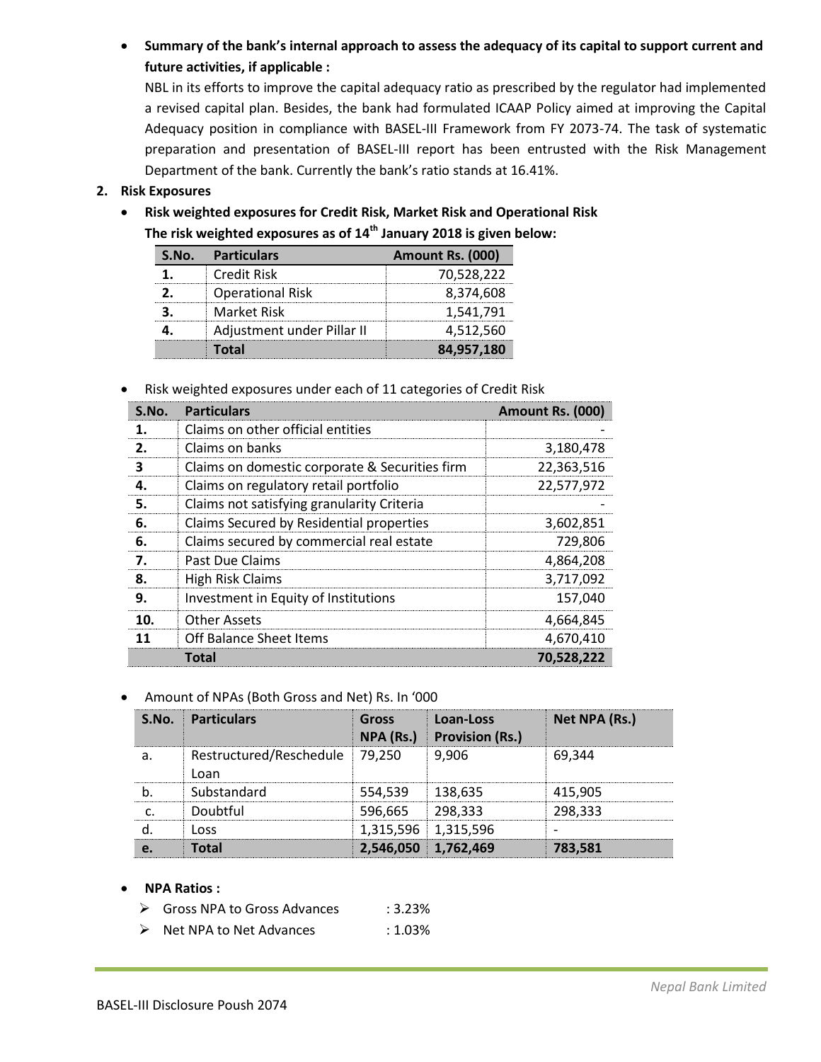- **Summary of the bank's interenal approach to assess the adequacy of its capital to support current and future activities, if applicable :**

  NBL in its efforts to improve the capital adequacy ratio as prescribed by the regulator had implemented a revised capital plan. Besides, the bank had formulated ICAAP Policy aimed at improving the Capital Adequacy position in compliance with BASEL-III Framework from FY 2073-74. The task of systematic preparation and presentation of BASEL-III report has been entrusted with the Risk Management Department of the bank. Currently the bank's ratio stands at 16.41%.

**2. Risk Exposures**

- **Risk weighted exposures for Credit Risk, Market Risk and Operational Risk**

  **The risk weighted exposures as of 14th January 2018 is given below:**

| S.No. | Particulars | Amount Rs. (000) |
|---|---|---|
| 1. | Credit Risk | 70,528,222 |
| 2. | Operational Risk | 8,374,608 |
| 3. | Market Risk | 1,541,791 |
| 4. | Adjustment under Pillar II | 4,512,560 |
| | **Total** | **84,957,180** |

- Risk weighted exposures under each of 11 categories of Credit Risk

| S.No. | Particulars | Amount Rs. (000) |
|---|---|---|
| 1. | Claims on other official entities | - |
| 2. | Claims on banks | 3,180,478 |
| 3 | Claims on domestic corporate & Securities firm | 22,363,516 |
| 4. | Claims on regulatory retail portfolio | 22,577,972 |
| 5. | Claims not satisfying granularity Criteria | - |
| 6. | Claims Secured by Residential properties | 3,602,851 |
| 6. | Claims secured by commercial real estate | 729,806 |
| 7. | Past Due Claims | 4,864,208 |
| 8. | High Risk Claims | 3,717,092 |
| 9. | Investment in Equity of Institutions | 157,040 |
| 10. | Other Assets | 4,664,845 |
| 11 | Off Balance Sheet Items | 4,670,410 |
| | **Total** | **70,528,222** |

- Amount of NPAs (Both Gross and Net) Rs. In '000

| S.No. | Particulars | Gross NPA (Rs.) | Loan-Loss Provision (Rs.) | Net NPA (Rs.) |
|---|---|---|---|---|
| a. | Restructured/Reschedule Loan | 79,250 | 9,906 | 69,344 |
| b. | Substandard | 554,539 | 138,635 | 415,905 |
| c. | Doubtful | 596,665 | 298,333 | 298,333 |
| d. | Loss | 1,315,596 | 1,315,596 | - |
| **e.** | **Total** | **2,546,050** | **1,762,469** | **783,581** |

- **NPA Ratios :**
  - Gross NPA to Gross Advances : 3.23%
  - Net NPA to Net Advances : 1.03%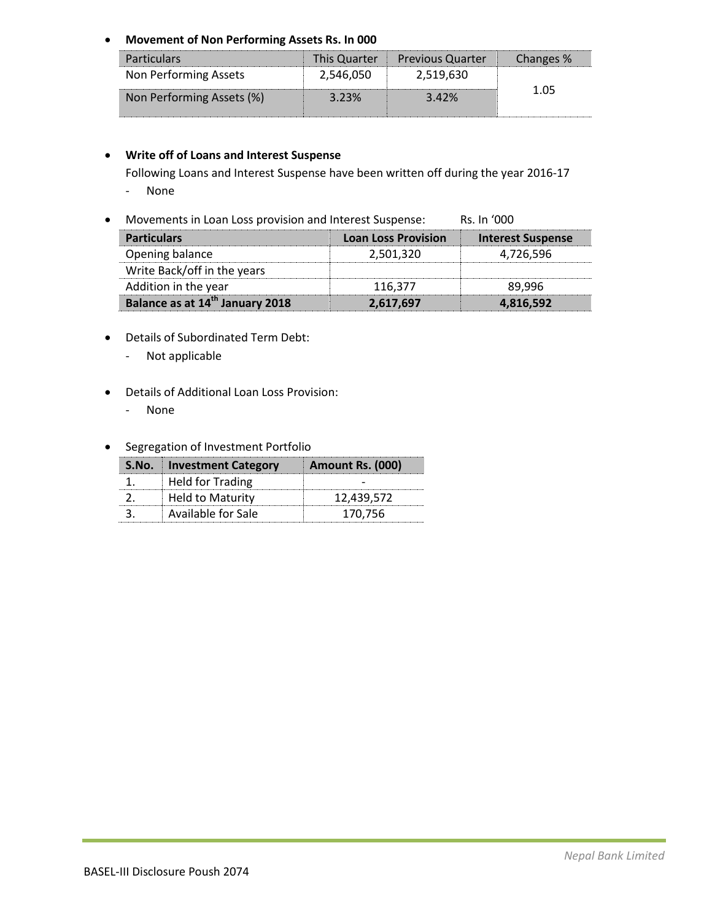- **Movement of Non Performing Assets Rs. In 000**

| Particulars | This Quarter | Previous Quarter | Changes % |
|---|---|---|---|
| Non Performing Assets | 2,546,050 | 2,519,630 | 1.05 |
| Non Performing Assets (%) | 3.23% | 3.42% | |

- **Write off of Loans and Interest Suspense**

  Following Loans and Interest Suspense have been written off during the year 2016-17

  - None

- Movements in Loan Loss provision and Interest Suspense: Rs. In '000

| Particulars | Loan Loss Provision | Interest Suspense |
|---|---|---|
| Opening balance | 2,501,320 | 4,726,596 |
| Write Back/off in the years | | |
| Addition in the year | 116,377 | 89,996 |
| **Balance as at 14th January 2018** | **2,617,697** | **4,816,592** |

- Details of Subordinated Term Debt:
  - Not applicable

- Details of Additional Loan Loss Provision:
  - None

- Segregation of Investment Portfolio

| S.No. | Investment Category | Amount Rs. (000) |
|---|---|---|
| 1. | Held for Trading | - |
| 2. | Held to Maturity | 12,439,572 |
| 3. | Available for Sale | 170,756 |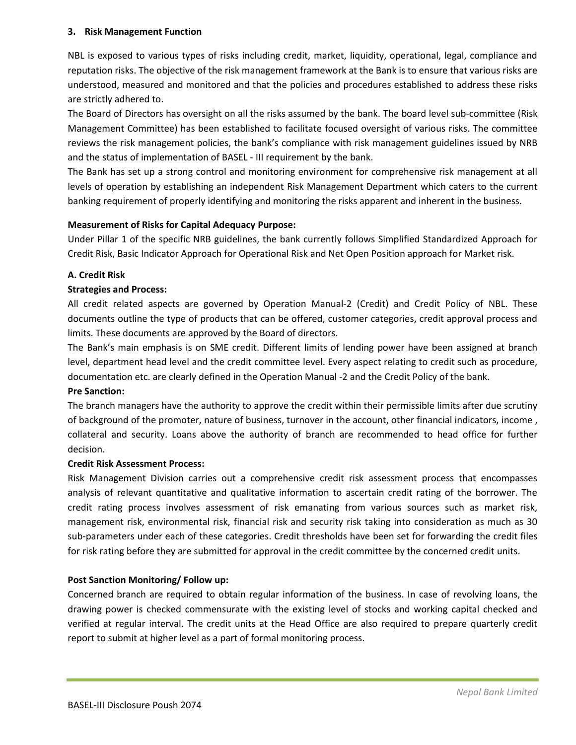## 3. Risk Management Function

NBL is exposed to various types of risks including credit, market, liquidity, operational, legal, compliance and reputation risks. The objective of the risk management framework at the Bank is to ensure that various risks are understood, measured and monitored and that the policies and procedures established to address these risks are strictly adhered to.

The Board of Directors has oversight on all the risks assumed by the bank. The board level sub-committee (Risk Management Committee) has been established to facilitate focused oversight of various risks. The committee reviews the risk management policies, the bank's compliance with risk management guidelines issued by NRB and the status of implementation of BASEL - III requirement by the bank.

The Bank has set up a strong control and monitoring environment for comprehensive risk management at all levels of operation by establishing an independent Risk Management Department which caters to the current banking requirement of properly identifying and monitoring the risks apparent and inherent in the business.

**Measurement of Risks for Capital Adequacy Purpose:**

Under Pillar 1 of the specific NRB guidelines, the bank currently follows Simplified Standardized Approach for Credit Risk, Basic Indicator Approach for Operational Risk and Net Open Position approach for Market risk.

**A. Credit Risk**

**Strategies and Process:**

All credit related aspects are governed by Operation Manual-2 (Credit) and Credit Policy of NBL. These documents outline the type of products that can be offered, customer categories, credit approval process and limits. These documents are approved by the Board of directors.

The Bank's main emphasis is on SME credit. Different limits of lending power have been assigned at branch level, department head level and the credit committee level. Every aspect relating to credit such as procedure, documentation etc. are clearly defined in the Operation Manual -2 and the Credit Policy of the bank.

**Pre Sanction:**

The branch managers have the authority to approve the credit within their permissible limits after due scrutiny of background of the promoter, nature of business, turnover in the account, other financial indicators, income , collateral and security. Loans above the authority of branch are recommended to head office for further decision.

**Credit Risk Assessment Process:**

Risk Management Division carries out a comprehensive credit risk assessment process that encompasses analysis of relevant quantitative and qualitative information to ascertain credit rating of the borrower. The credit rating process involves assessment of risk emanating from various sources such as market risk, management risk, environmental risk, financial risk and security risk taking into consideration as much as 30 sub-parameters under each of these categories. Credit thresholds have been set for forwarding the credit files for risk rating before they are submitted for approval in the credit committee by the concerned credit units.

**Post Sanction Monitoring/ Follow up:**

Concerned branch are required to obtain regular information of the business. In case of revolving loans, the drawing power is checked commensurate with the existing level of stocks and working capital checked and verified at regular interval. The credit units at the Head Office are also required to prepare quarterly credit report to submit at higher level as a part of formal monitoring process.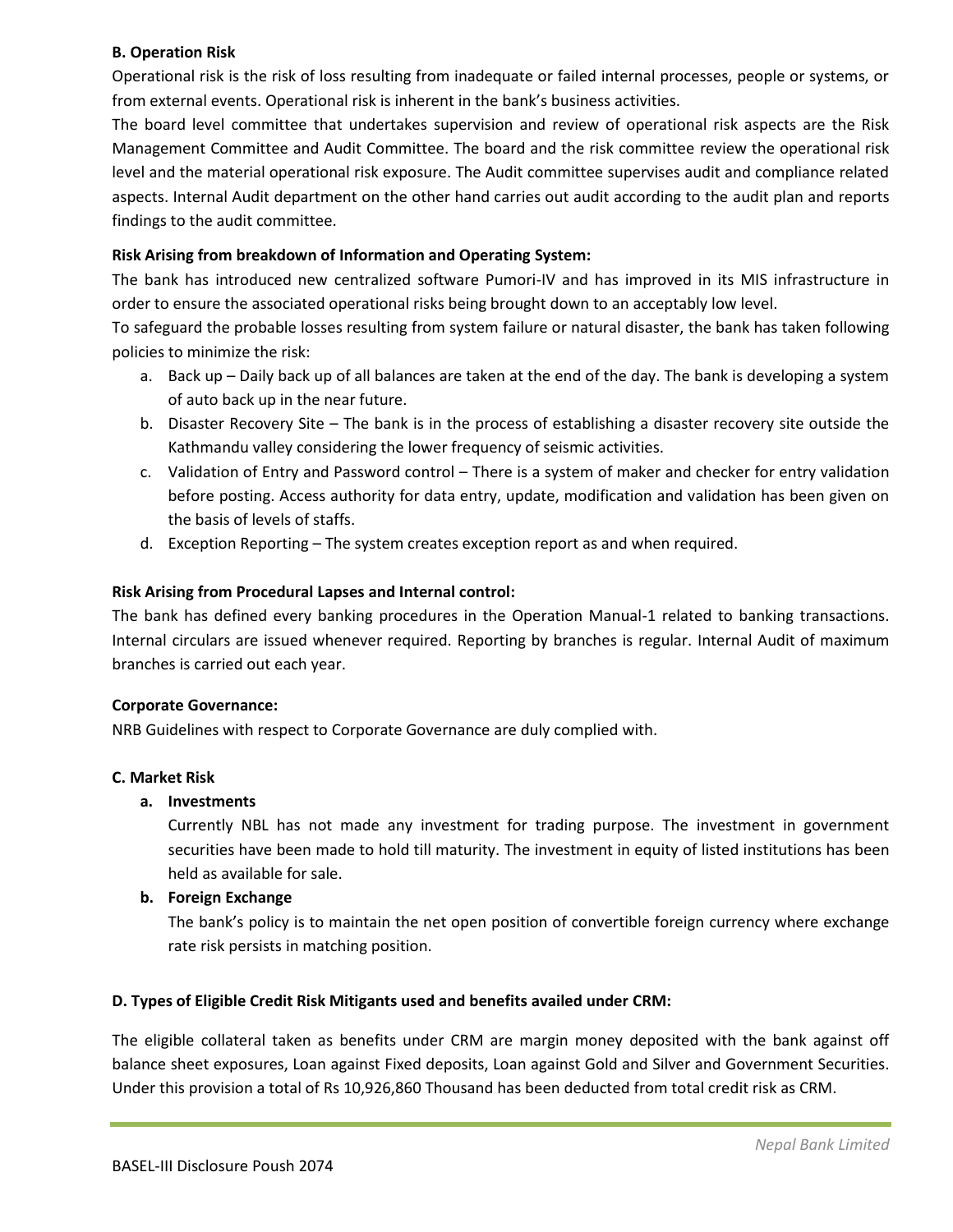**B. Operation Risk**

Operational risk is the risk of loss resulting from inadequate or failed internal processes, people or systems, or from external events. Operational risk is inherent in the bank's business activities.

The board level committee that undertakes supervision and review of operational risk aspects are the Risk Management Committee and Audit Committee. The board and the risk committee review the operational risk level and the material operational risk exposure. The Audit committee supervises audit and compliance related aspects. Internal Audit department on the other hand carries out audit according to the audit plan and reports findings to the audit committee.

**Risk Arising from breakdown of Information and Operating System:**

The bank has introduced new centralized software Pumori-IV and has improved in its MIS infrastructure in order to ensure the associated operational risks being brought down to an acceptably low level.

To safeguard the probable losses resulting from system failure or natural disaster, the bank has taken following policies to minimize the risk:

a. Back up – Daily back up of all balances are taken at the end of the day. The bank is developing a system of auto back up in the near future.
b. Disaster Recovery Site – The bank is in the process of establishing a disaster recovery site outside the Kathmandu valley considering the lower frequency of seismic activities.
c. Validation of Entry and Password control – There is a system of maker and checker for entry validation before posting. Access authority for data entry, update, modification and validation has been given on the basis of levels of staffs.
d. Exception Reporting – The system creates exception report as and when required.

**Risk Arising from Procedural Lapses and Internal control:**

The bank has defined every banking procedures in the Operation Manual-1 related to banking transactions. Internal circulars are issued whenever required. Reporting by branches is regular. Internal Audit of maximum branches is carried out each year.

**Corporate Governance:**

NRB Guidelines with respect to Corporate Governance are duly complied with.

**C. Market Risk**

a. **Investments**

   Currently NBL has not made any investment for trading purpose. The investment in government securities have been made to hold till maturity. The investment in equity of listed institutions has been held as available for sale.

b. **Foreign Exchange**

   The bank's policy is to maintain the net open position of convertible foreign currency where exchange rate risk persists in matching position.

**D. Types of Eligible Credit Risk Mitigants used and benefits availed under CRM:**

The eligible collateral taken as benefits under CRM are margin money deposited with the bank against off balance sheet exposures, Loan against Fixed deposits, Loan against Gold and Silver and Government Securities. Under this provision a total of Rs 10,926,860 Thousand has been deducted from total credit risk as CRM.